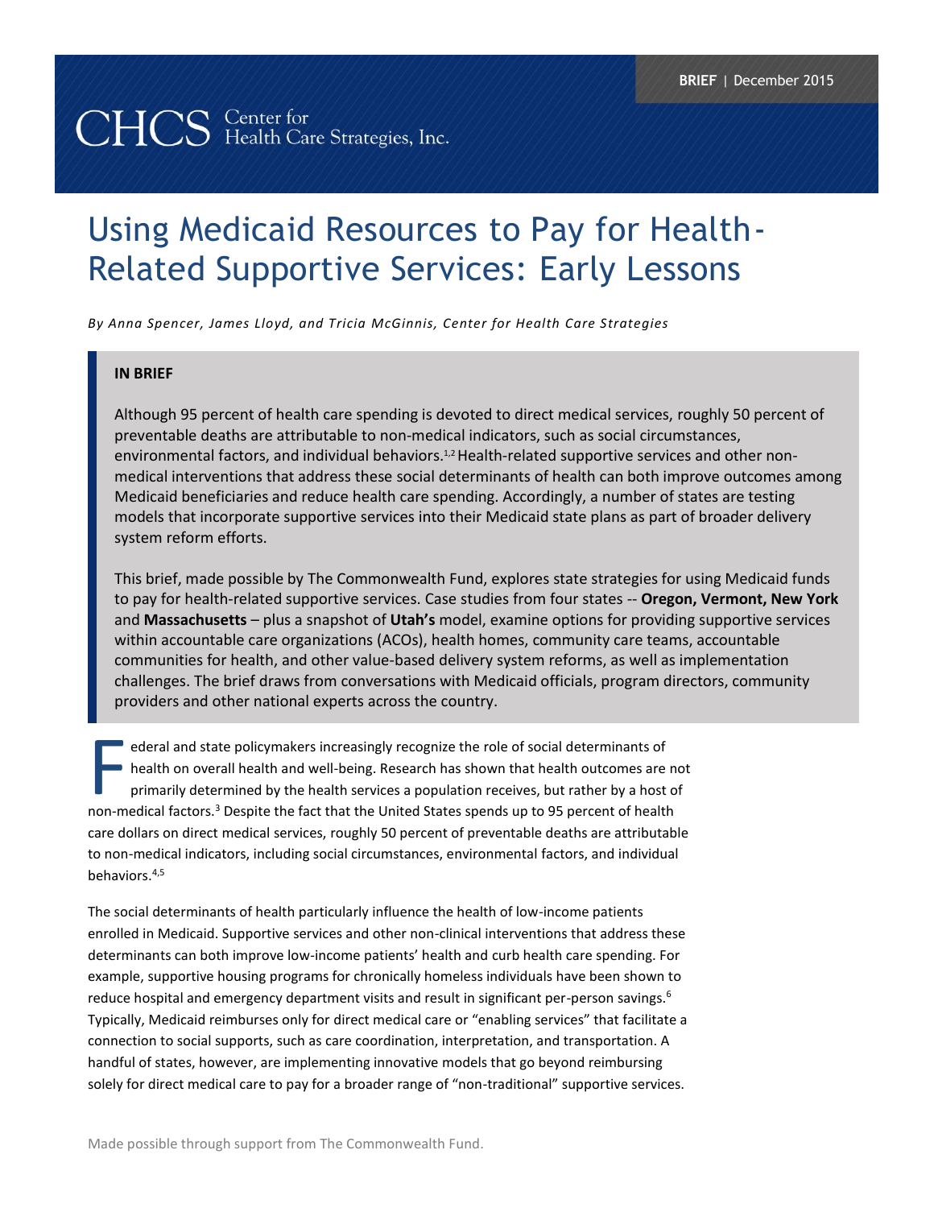BRIEF | December 2015

CHCS Center for Health Care Strategies, Inc.

# Using Medicaid Resources to Pay for Health-Related Supportive Services: Early Lessons

*By Anna Spencer, James Lloyd, and Tricia McGinnis, Center for Health Care Strategies*

**IN BRIEF**

Although 95 percent of health care spending is devoted to direct medical services, roughly 50 percent of preventable deaths are attributable to non-medical indicators, such as social circumstances, environmental factors, and individual behaviors.[1,2] Health-related supportive services and other non-medical interventions that address these social determinants of health can both improve outcomes among Medicaid beneficiaries and reduce health care spending. Accordingly, a number of states are testing models that incorporate supportive services into their Medicaid state plans as part of broader delivery system reform efforts.

This brief, made possible by The Commonwealth Fund, explores state strategies for using Medicaid funds to pay for health-related supportive services. Case studies from four states -- **Oregon, Vermont, New York** and **Massachusetts** – plus a snapshot of **Utah's** model, examine options for providing supportive services within accountable care organizations (ACOs), health homes, community care teams, accountable communities for health, and other value-based delivery system reforms, as well as implementation challenges. The brief draws from conversations with Medicaid officials, program directors, community providers and other national experts across the country.

Federal and state policymakers increasingly recognize the role of social determinants of health on overall health and well-being. Research has shown that health outcomes are not primarily determined by the health services a population receives, but rather by a host of non-medical factors.[3] Despite the fact that the United States spends up to 95 percent of health care dollars on direct medical services, roughly 50 percent of preventable deaths are attributable to non-medical indicators, including social circumstances, environmental factors, and individual behaviors.[4,5]

The social determinants of health particularly influence the health of low-income patients enrolled in Medicaid. Supportive services and other non-clinical interventions that address these determinants can both improve low-income patients' health and curb health care spending. For example, supportive housing programs for chronically homeless individuals have been shown to reduce hospital and emergency department visits and result in significant per-person savings.[6] Typically, Medicaid reimburses only for direct medical care or "enabling services" that facilitate a connection to social supports, such as care coordination, interpretation, and transportation. A handful of states, however, are implementing innovative models that go beyond reimbursing solely for direct medical care to pay for a broader range of "non-traditional" supportive services.

Made possible through support from The Commonwealth Fund.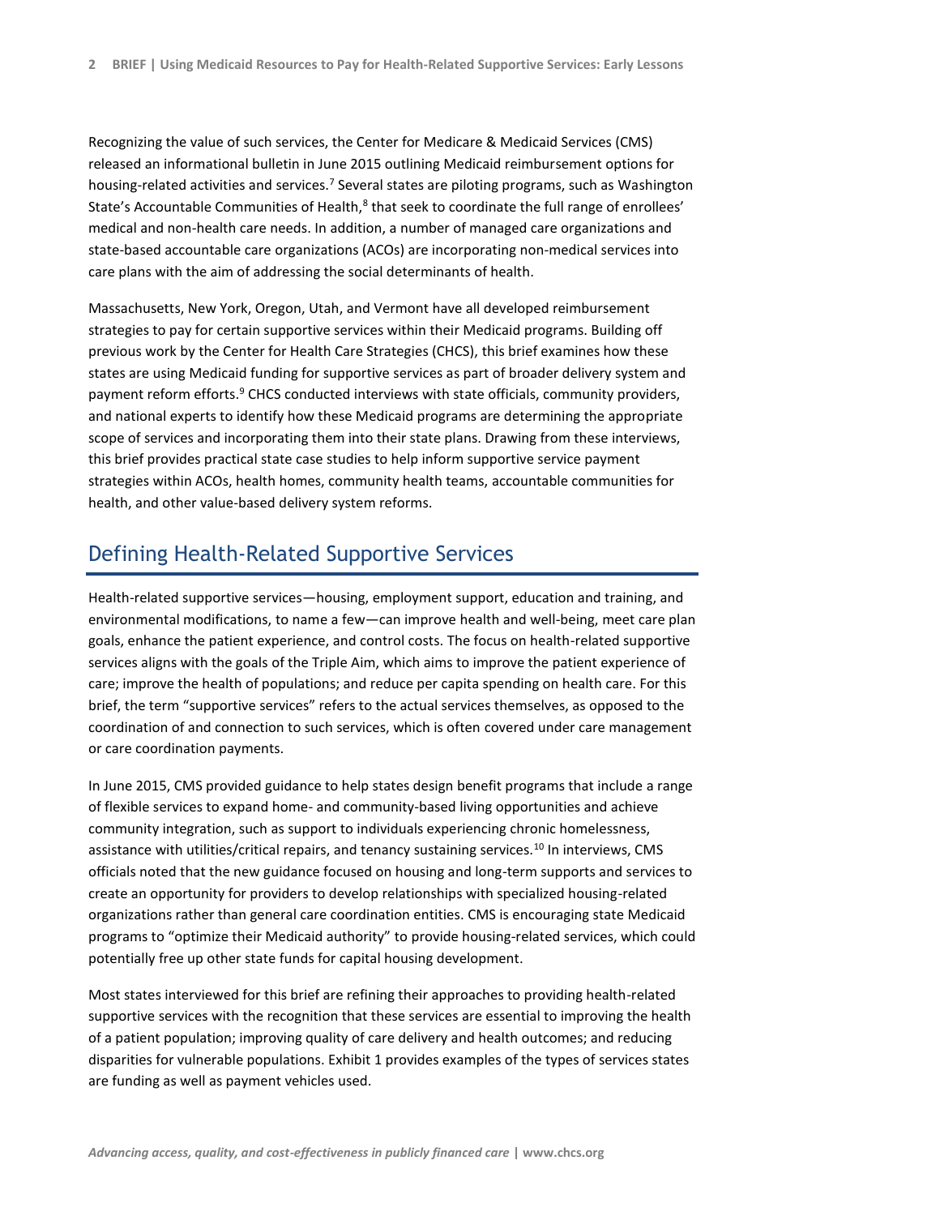Recognizing the value of such services, the Center for Medicare & Medicaid Services (CMS) released an informational bulletin in June 2015 outlining Medicaid reimbursement options for housing-related activities and services.[7] Several states are piloting programs, such as Washington State's Accountable Communities of Health,[8] that seek to coordinate the full range of enrollees' medical and non-health care needs. In addition, a number of managed care organizations and state-based accountable care organizations (ACOs) are incorporating non-medical services into care plans with the aim of addressing the social determinants of health.

Massachusetts, New York, Oregon, Utah, and Vermont have all developed reimbursement strategies to pay for certain supportive services within their Medicaid programs. Building off previous work by the Center for Health Care Strategies (CHCS), this brief examines how these states are using Medicaid funding for supportive services as part of broader delivery system and payment reform efforts.[9] CHCS conducted interviews with state officials, community providers, and national experts to identify how these Medicaid programs are determining the appropriate scope of services and incorporating them into their state plans. Drawing from these interviews, this brief provides practical state case studies to help inform supportive service payment strategies within ACOs, health homes, community health teams, accountable communities for health, and other value-based delivery system reforms.

## Defining Health-Related Supportive Services

Health-related supportive services—housing, employment support, education and training, and environmental modifications, to name a few—can improve health and well-being, meet care plan goals, enhance the patient experience, and control costs. The focus on health-related supportive services aligns with the goals of the Triple Aim, which aims to improve the patient experience of care; improve the health of populations; and reduce per capita spending on health care. For this brief, the term "supportive services" refers to the actual services themselves, as opposed to the coordination of and connection to such services, which is often covered under care management or care coordination payments.

In June 2015, CMS provided guidance to help states design benefit programs that include a range of flexible services to expand home- and community-based living opportunities and achieve community integration, such as support to individuals experiencing chronic homelessness, assistance with utilities/critical repairs, and tenancy sustaining services.[10] In interviews, CMS officials noted that the new guidance focused on housing and long-term supports and services to create an opportunity for providers to develop relationships with specialized housing-related organizations rather than general care coordination entities. CMS is encouraging state Medicaid programs to "optimize their Medicaid authority" to provide housing-related services, which could potentially free up other state funds for capital housing development.

Most states interviewed for this brief are refining their approaches to providing health-related supportive services with the recognition that these services are essential to improving the health of a patient population; improving quality of care delivery and health outcomes; and reducing disparities for vulnerable populations. Exhibit 1 provides examples of the types of services states are funding as well as payment vehicles used.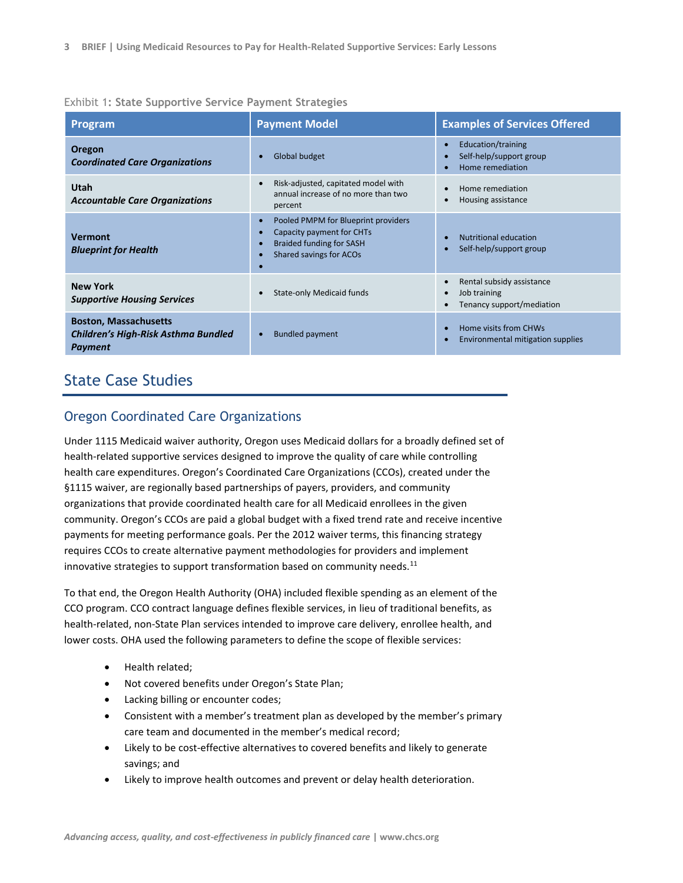Exhibit 1: **State Supportive Service Payment Strategies**

| Program | Payment Model | Examples of Services Offered |
|---|---|---|
| **Oregon** ***Coordinated Care Organizations*** | • Global budget | • Education/training<br>• Self-help/support group<br>• Home remediation |
| **Utah** ***Accountable Care Organizations*** | • Risk-adjusted, capitated model with annual increase of no more than two percent | • Home remediation<br>• Housing assistance |
| **Vermont** ***Blueprint for Health*** | • Pooled PMPM for Blueprint providers<br>• Capacity payment for CHTs<br>• Braided funding for SASH<br>• Shared savings for ACOs<br>• | • Nutritional education<br>• Self-help/support group |
| **New York** ***Supportive Housing Services*** | • State-only Medicaid funds | • Rental subsidy assistance<br>• Job training<br>• Tenancy support/mediation |
| **Boston, Massachusetts** ***Children's High-Risk Asthma Bundled Payment*** | • Bundled payment | • Home visits from CHWs<br>• Environmental mitigation supplies |

# State Case Studies

## Oregon Coordinated Care Organizations

Under 1115 Medicaid waiver authority, Oregon uses Medicaid dollars for a broadly defined set of health-related supportive services designed to improve the quality of care while controlling health care expenditures. Oregon's Coordinated Care Organizations (CCOs), created under the §1115 waiver, are regionally based partnerships of payers, providers, and community organizations that provide coordinated health care for all Medicaid enrollees in the given community. Oregon's CCOs are paid a global budget with a fixed trend rate and receive incentive payments for meeting performance goals. Per the 2012 waiver terms, this financing strategy requires CCOs to create alternative payment methodologies for providers and implement innovative strategies to support transformation based on community needs.[11]

To that end, the Oregon Health Authority (OHA) included flexible spending as an element of the CCO program. CCO contract language defines flexible services, in lieu of traditional benefits, as health-related, non-State Plan services intended to improve care delivery, enrollee health, and lower costs. OHA used the following parameters to define the scope of flexible services:

- Health related;
- Not covered benefits under Oregon's State Plan;
- Lacking billing or encounter codes;
- Consistent with a member's treatment plan as developed by the member's primary care team and documented in the member's medical record;
- Likely to be cost-effective alternatives to covered benefits and likely to generate savings; and
- Likely to improve health outcomes and prevent or delay health deterioration.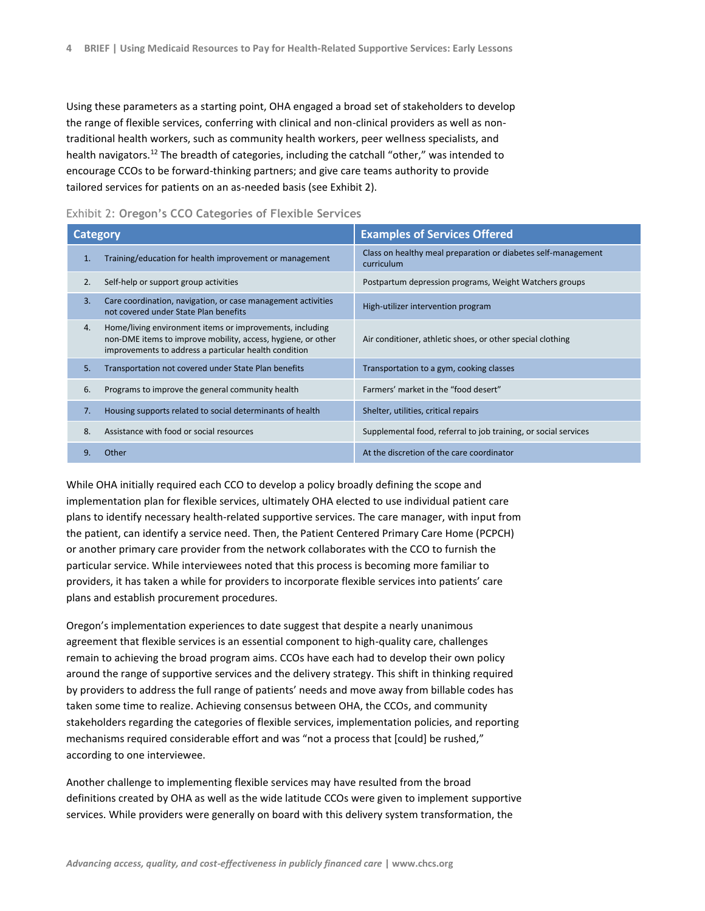Using these parameters as a starting point, OHA engaged a broad set of stakeholders to develop the range of flexible services, conferring with clinical and non-clinical providers as well as non-traditional health workers, such as community health workers, peer wellness specialists, and health navigators.[12] The breadth of categories, including the catchall "other," was intended to encourage CCOs to be forward-thinking partners; and give care teams authority to provide tailored services for patients on an as-needed basis (see Exhibit 2).

Exhibit 2: **Oregon's CCO Categories of Flexible Services**

| Category | Examples of Services Offered |
|---|---|
| 1. Training/education for health improvement or management | Class on healthy meal preparation or diabetes self-management curriculum |
| 2. Self-help or support group activities | Postpartum depression programs, Weight Watchers groups |
| 3. Care coordination, navigation, or case management activities not covered under State Plan benefits | High-utilizer intervention program |
| 4. Home/living environment items or improvements, including non-DME items to improve mobility, access, hygiene, or other improvements to address a particular health condition | Air conditioner, athletic shoes, or other special clothing |
| 5. Transportation not covered under State Plan benefits | Transportation to a gym, cooking classes |
| 6. Programs to improve the general community health | Farmers' market in the "food desert" |
| 7. Housing supports related to social determinants of health | Shelter, utilities, critical repairs |
| 8. Assistance with food or social resources | Supplemental food, referral to job training, or social services |
| 9. Other | At the discretion of the care coordinator |

While OHA initially required each CCO to develop a policy broadly defining the scope and implementation plan for flexible services, ultimately OHA elected to use individual patient care plans to identify necessary health-related supportive services. The care manager, with input from the patient, can identify a service need. Then, the Patient Centered Primary Care Home (PCPCH) or another primary care provider from the network collaborates with the CCO to furnish the particular service. While interviewees noted that this process is becoming more familiar to providers, it has taken a while for providers to incorporate flexible services into patients' care plans and establish procurement procedures.

Oregon's implementation experiences to date suggest that despite a nearly unanimous agreement that flexible services is an essential component to high-quality care, challenges remain to achieving the broad program aims. CCOs have each had to develop their own policy around the range of supportive services and the delivery strategy. This shift in thinking required by providers to address the full range of patients' needs and move away from billable codes has taken some time to realize. Achieving consensus between OHA, the CCOs, and community stakeholders regarding the categories of flexible services, implementation policies, and reporting mechanisms required considerable effort and was "not a process that [could] be rushed," according to one interviewee.

Another challenge to implementing flexible services may have resulted from the broad definitions created by OHA as well as the wide latitude CCOs were given to implement supportive services. While providers were generally on board with this delivery system transformation, the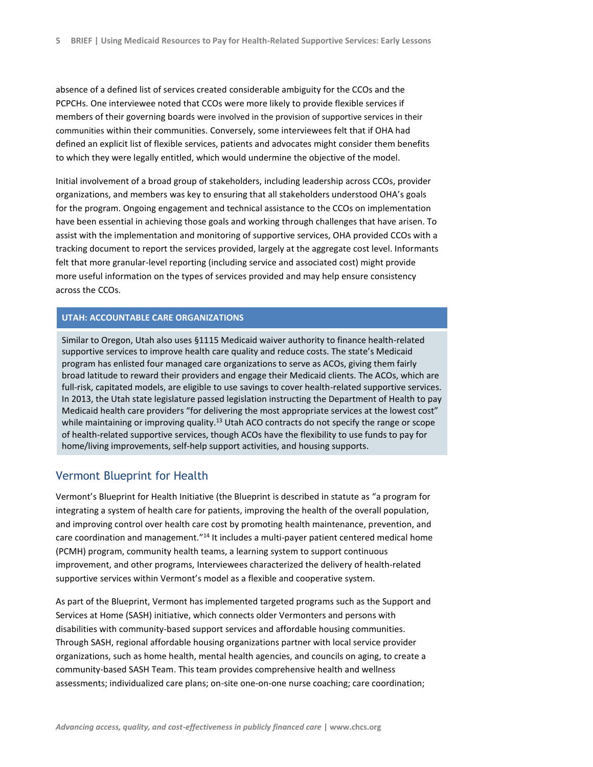absence of a defined list of services created considerable ambiguity for the CCOs and the PCPCHs. One interviewee noted that CCOs were more likely to provide flexible services if members of their governing boards were involved in the provision of supportive services in their communities within their communities. Conversely, some interviewees felt that if OHA had defined an explicit list of flexible services, patients and advocates might consider them benefits to which they were legally entitled, which would undermine the objective of the model.

Initial involvement of a broad group of stakeholders, including leadership across CCOs, provider organizations, and members was key to ensuring that all stakeholders understood OHA's goals for the program. Ongoing engagement and technical assistance to the CCOs on implementation have been essential in achieving those goals and working through challenges that have arisen. To assist with the implementation and monitoring of supportive services, OHA provided CCOs with a tracking document to report the services provided, largely at the aggregate cost level. Informants felt that more granular-level reporting (including service and associated cost) might provide more useful information on the types of services provided and may help ensure consistency across the CCOs.

**UTAH: ACCOUNTABLE CARE ORGANIZATIONS**

Similar to Oregon, Utah also uses §1115 Medicaid waiver authority to finance health-related supportive services to improve health care quality and reduce costs. The state's Medicaid program has enlisted four managed care organizations to serve as ACOs, giving them fairly broad latitude to reward their providers and engage their Medicaid clients. The ACOs, which are full-risk, capitated models, are eligible to use savings to cover health-related supportive services. In 2013, the Utah state legislature passed legislation instructing the Department of Health to pay Medicaid health care providers "for delivering the most appropriate services at the lowest cost" while maintaining or improving quality.[13] Utah ACO contracts do not specify the range or scope of health-related supportive services, though ACOs have the flexibility to use funds to pay for home/living improvements, self-help support activities, and housing supports.

## Vermont Blueprint for Health

Vermont's Blueprint for Health Initiative (the Blueprint is described in statute as "a program for integrating a system of health care for patients, improving the health of the overall population, and improving control over health care cost by promoting health maintenance, prevention, and care coordination and management."[14] It includes a multi-payer patient centered medical home (PCMH) program, community health teams, a learning system to support continuous improvement, and other programs, Interviewees characterized the delivery of health-related supportive services within Vermont's model as a flexible and cooperative system.

As part of the Blueprint, Vermont has implemented targeted programs such as the Support and Services at Home (SASH) initiative, which connects older Vermonters and persons with disabilities with community-based support services and affordable housing communities. Through SASH, regional affordable housing organizations partner with local service provider organizations, such as home health, mental health agencies, and councils on aging, to create a community-based SASH Team. This team provides comprehensive health and wellness assessments; individualized care plans; on-site one-on-one nurse coaching; care coordination;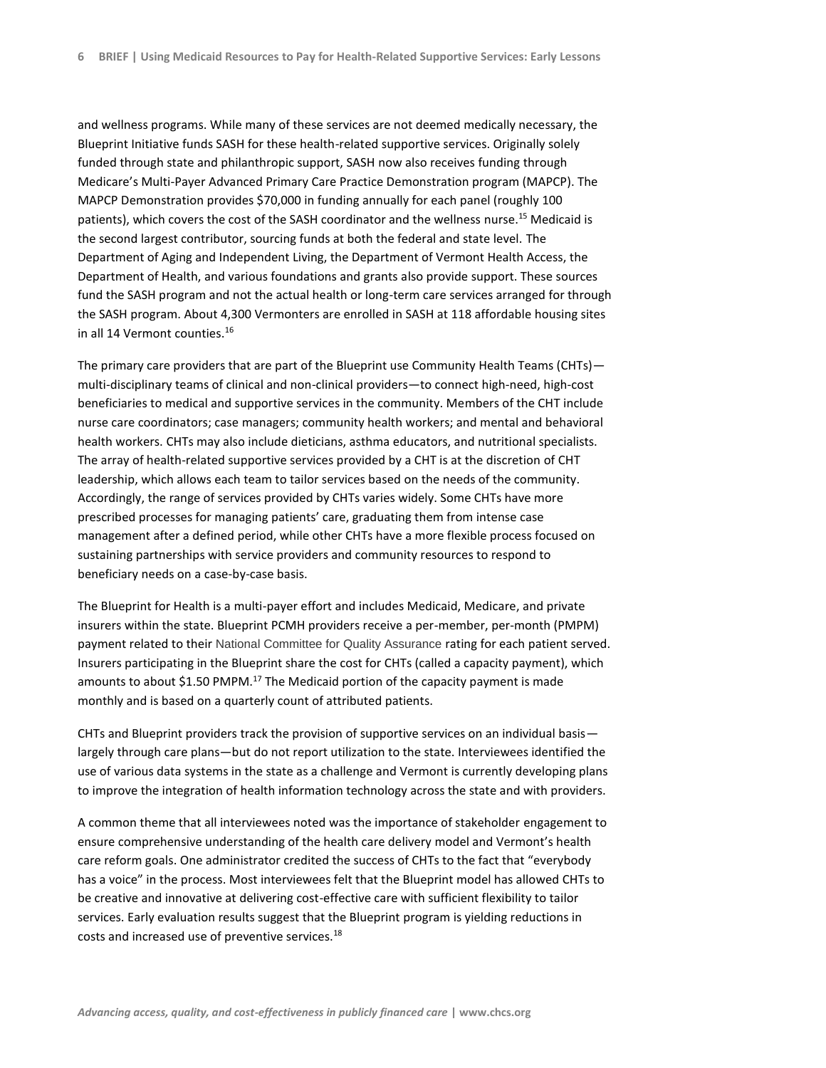and wellness programs. While many of these services are not deemed medically necessary, the Blueprint Initiative funds SASH for these health-related supportive services. Originally solely funded through state and philanthropic support, SASH now also receives funding through Medicare's Multi-Payer Advanced Primary Care Practice Demonstration program (MAPCP). The MAPCP Demonstration provides $70,000 in funding annually for each panel (roughly 100 patients), which covers the cost of the SASH coordinator and the wellness nurse.[15] Medicaid is the second largest contributor, sourcing funds at both the federal and state level. The Department of Aging and Independent Living, the Department of Vermont Health Access, the Department of Health, and various foundations and grants also provide support. These sources fund the SASH program and not the actual health or long-term care services arranged for through the SASH program. About 4,300 Vermonters are enrolled in SASH at 118 affordable housing sites in all 14 Vermont counties.[16]

The primary care providers that are part of the Blueprint use Community Health Teams (CHTs)—multi-disciplinary teams of clinical and non-clinical providers—to connect high-need, high-cost beneficiaries to medical and supportive services in the community. Members of the CHT include nurse care coordinators; case managers; community health workers; and mental and behavioral health workers. CHTs may also include dieticians, asthma educators, and nutritional specialists. The array of health-related supportive services provided by a CHT is at the discretion of CHT leadership, which allows each team to tailor services based on the needs of the community. Accordingly, the range of services provided by CHTs varies widely. Some CHTs have more prescribed processes for managing patients' care, graduating them from intense case management after a defined period, while other CHTs have a more flexible process focused on sustaining partnerships with service providers and community resources to respond to beneficiary needs on a case-by-case basis.

The Blueprint for Health is a multi-payer effort and includes Medicaid, Medicare, and private insurers within the state. Blueprint PCMH providers receive a per-member, per-month (PMPM) payment related to their National Committee for Quality Assurance rating for each patient served. Insurers participating in the Blueprint share the cost for CHTs (called a capacity payment), which amounts to about $1.50 PMPM.[17] The Medicaid portion of the capacity payment is made monthly and is based on a quarterly count of attributed patients.

CHTs and Blueprint providers track the provision of supportive services on an individual basis—largely through care plans—but do not report utilization to the state. Interviewees identified the use of various data systems in the state as a challenge and Vermont is currently developing plans to improve the integration of health information technology across the state and with providers.

A common theme that all interviewees noted was the importance of stakeholder engagement to ensure comprehensive understanding of the health care delivery model and Vermont's health care reform goals. One administrator credited the success of CHTs to the fact that "everybody has a voice" in the process. Most interviewees felt that the Blueprint model has allowed CHTs to be creative and innovative at delivering cost-effective care with sufficient flexibility to tailor services. Early evaluation results suggest that the Blueprint program is yielding reductions in costs and increased use of preventive services.[18]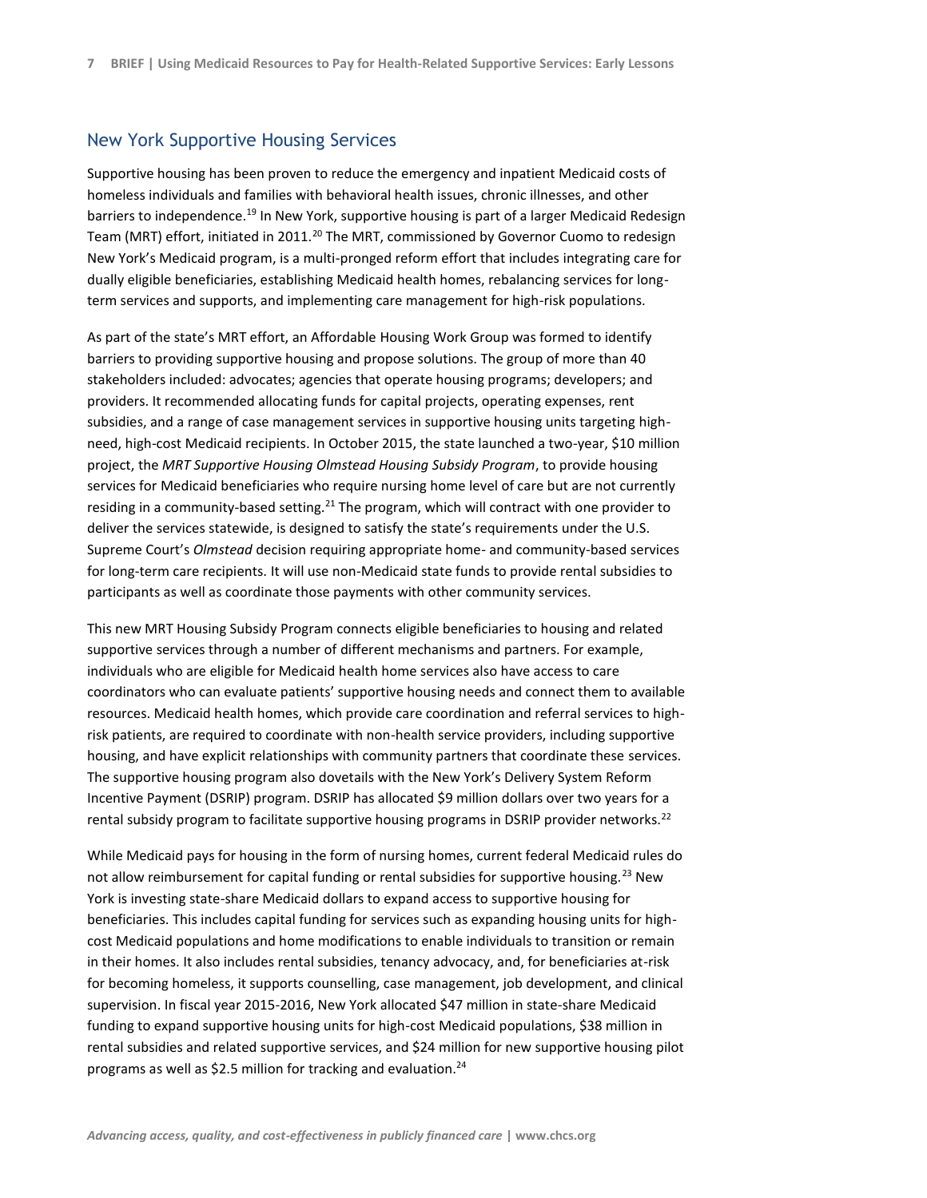## New York Supportive Housing Services

Supportive housing has been proven to reduce the emergency and inpatient Medicaid costs of homeless individuals and families with behavioral health issues, chronic illnesses, and other barriers to independence.[19] In New York, supportive housing is part of a larger Medicaid Redesign Team (MRT) effort, initiated in 2011.[20] The MRT, commissioned by Governor Cuomo to redesign New York's Medicaid program, is a multi-pronged reform effort that includes integrating care for dually eligible beneficiaries, establishing Medicaid health homes, rebalancing services for long-term services and supports, and implementing care management for high-risk populations.

As part of the state's MRT effort, an Affordable Housing Work Group was formed to identify barriers to providing supportive housing and propose solutions. The group of more than 40 stakeholders included: advocates; agencies that operate housing programs; developers; and providers. It recommended allocating funds for capital projects, operating expenses, rent subsidies, and a range of case management services in supportive housing units targeting high-need, high-cost Medicaid recipients. In October 2015, the state launched a two-year, $10 million project, the *MRT Supportive Housing Olmstead Housing Subsidy Program*, to provide housing services for Medicaid beneficiaries who require nursing home level of care but are not currently residing in a community-based setting.[21] The program, which will contract with one provider to deliver the services statewide, is designed to satisfy the state's requirements under the U.S. Supreme Court's *Olmstead* decision requiring appropriate home- and community-based services for long-term care recipients. It will use non-Medicaid state funds to provide rental subsidies to participants as well as coordinate those payments with other community services.

This new MRT Housing Subsidy Program connects eligible beneficiaries to housing and related supportive services through a number of different mechanisms and partners. For example, individuals who are eligible for Medicaid health home services also have access to care coordinators who can evaluate patients' supportive housing needs and connect them to available resources. Medicaid health homes, which provide care coordination and referral services to high-risk patients, are required to coordinate with non-health service providers, including supportive housing, and have explicit relationships with community partners that coordinate these services. The supportive housing program also dovetails with the New York's Delivery System Reform Incentive Payment (DSRIP) program. DSRIP has allocated $9 million dollars over two years for a rental subsidy program to facilitate supportive housing programs in DSRIP provider networks.[22]

While Medicaid pays for housing in the form of nursing homes, current federal Medicaid rules do not allow reimbursement for capital funding or rental subsidies for supportive housing.[23] New York is investing state-share Medicaid dollars to expand access to supportive housing for beneficiaries. This includes capital funding for services such as expanding housing units for high-cost Medicaid populations and home modifications to enable individuals to transition or remain in their homes. It also includes rental subsidies, tenancy advocacy, and, for beneficiaries at-risk for becoming homeless, it supports counselling, case management, job development, and clinical supervision. In fiscal year 2015-2016, New York allocated $47 million in state-share Medicaid funding to expand supportive housing units for high-cost Medicaid populations, $38 million in rental subsidies and related supportive services, and $24 million for new supportive housing pilot programs as well as $2.5 million for tracking and evaluation.[24]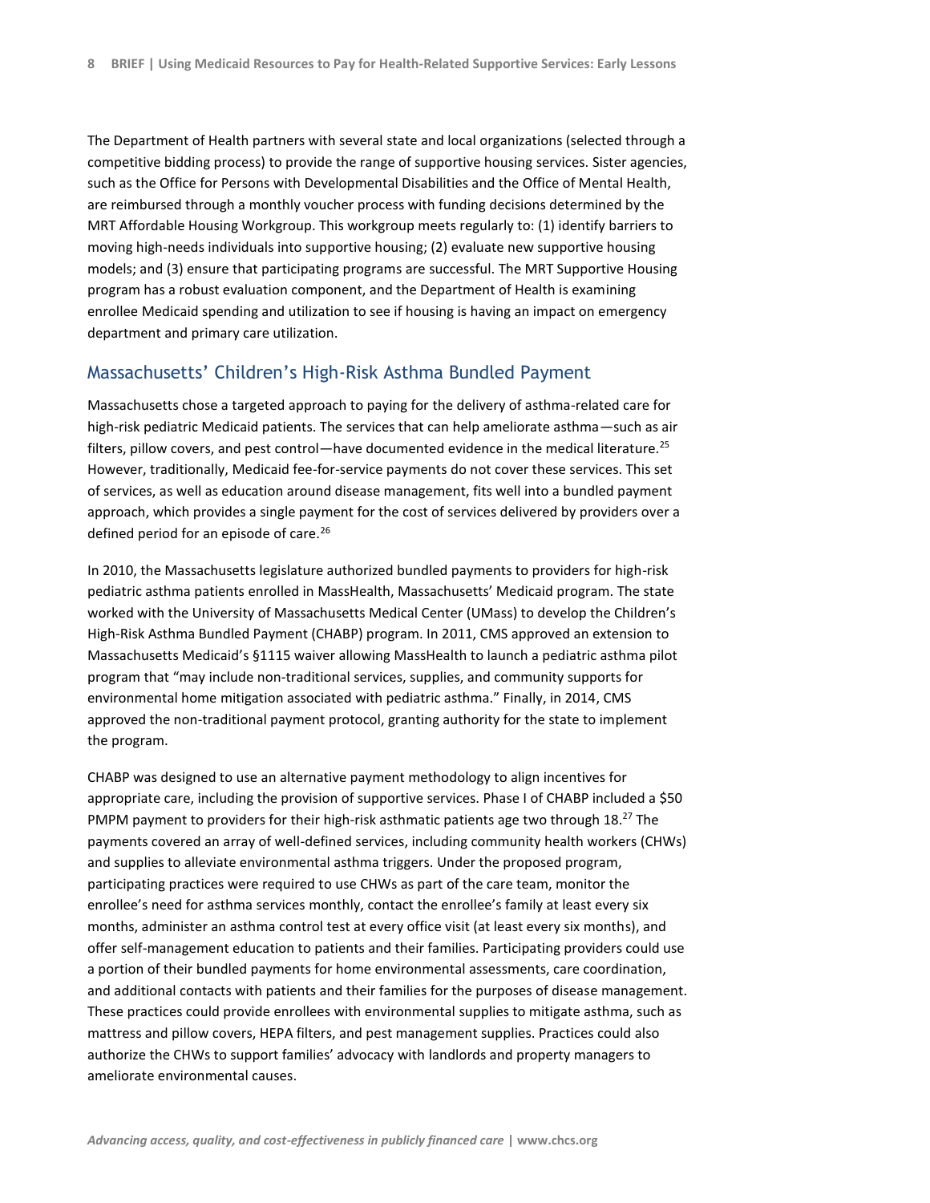The Department of Health partners with several state and local organizations (selected through a competitive bidding process) to provide the range of supportive housing services. Sister agencies, such as the Office for Persons with Developmental Disabilities and the Office of Mental Health, are reimbursed through a monthly voucher process with funding decisions determined by the MRT Affordable Housing Workgroup. This workgroup meets regularly to: (1) identify barriers to moving high-needs individuals into supportive housing; (2) evaluate new supportive housing models; and (3) ensure that participating programs are successful. The MRT Supportive Housing program has a robust evaluation component, and the Department of Health is examining enrollee Medicaid spending and utilization to see if housing is having an impact on emergency department and primary care utilization.

## Massachusetts' Children's High-Risk Asthma Bundled Payment

Massachusetts chose a targeted approach to paying for the delivery of asthma-related care for high-risk pediatric Medicaid patients. The services that can help ameliorate asthma—such as air filters, pillow covers, and pest control—have documented evidence in the medical literature.[25] However, traditionally, Medicaid fee-for-service payments do not cover these services. This set of services, as well as education around disease management, fits well into a bundled payment approach, which provides a single payment for the cost of services delivered by providers over a defined period for an episode of care.[26]

In 2010, the Massachusetts legislature authorized bundled payments to providers for high-risk pediatric asthma patients enrolled in MassHealth, Massachusetts' Medicaid program. The state worked with the University of Massachusetts Medical Center (UMass) to develop the Children's High-Risk Asthma Bundled Payment (CHABP) program. In 2011, CMS approved an extension to Massachusetts Medicaid's §1115 waiver allowing MassHealth to launch a pediatric asthma pilot program that "may include non-traditional services, supplies, and community supports for environmental home mitigation associated with pediatric asthma." Finally, in 2014, CMS approved the non-traditional payment protocol, granting authority for the state to implement the program.

CHABP was designed to use an alternative payment methodology to align incentives for appropriate care, including the provision of supportive services. Phase I of CHABP included a $50 PMPM payment to providers for their high-risk asthmatic patients age two through 18.[27] The payments covered an array of well-defined services, including community health workers (CHWs) and supplies to alleviate environmental asthma triggers. Under the proposed program, participating practices were required to use CHWs as part of the care team, monitor the enrollee's need for asthma services monthly, contact the enrollee's family at least every six months, administer an asthma control test at every office visit (at least every six months), and offer self-management education to patients and their families. Participating providers could use a portion of their bundled payments for home environmental assessments, care coordination, and additional contacts with patients and their families for the purposes of disease management. These practices could provide enrollees with environmental supplies to mitigate asthma, such as mattress and pillow covers, HEPA filters, and pest management supplies. Practices could also authorize the CHWs to support families' advocacy with landlords and property managers to ameliorate environmental causes.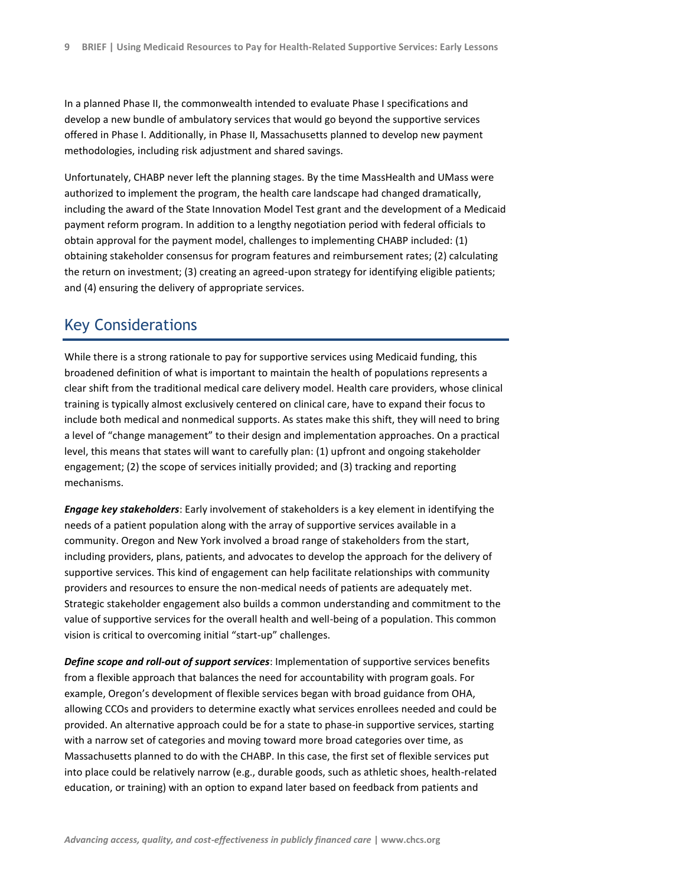In a planned Phase II, the commonwealth intended to evaluate Phase I specifications and develop a new bundle of ambulatory services that would go beyond the supportive services offered in Phase I. Additionally, in Phase II, Massachusetts planned to develop new payment methodologies, including risk adjustment and shared savings.

Unfortunately, CHABP never left the planning stages. By the time MassHealth and UMass were authorized to implement the program, the health care landscape had changed dramatically, including the award of the State Innovation Model Test grant and the development of a Medicaid payment reform program. In addition to a lengthy negotiation period with federal officials to obtain approval for the payment model, challenges to implementing CHABP included: (1) obtaining stakeholder consensus for program features and reimbursement rates; (2) calculating the return on investment; (3) creating an agreed-upon strategy for identifying eligible patients; and (4) ensuring the delivery of appropriate services.

## Key Considerations

While there is a strong rationale to pay for supportive services using Medicaid funding, this broadened definition of what is important to maintain the health of populations represents a clear shift from the traditional medical care delivery model. Health care providers, whose clinical training is typically almost exclusively centered on clinical care, have to expand their focus to include both medical and nonmedical supports. As states make this shift, they will need to bring a level of "change management" to their design and implementation approaches. On a practical level, this means that states will want to carefully plan: (1) upfront and ongoing stakeholder engagement; (2) the scope of services initially provided; and (3) tracking and reporting mechanisms.

***Engage key stakeholders***: Early involvement of stakeholders is a key element in identifying the needs of a patient population along with the array of supportive services available in a community. Oregon and New York involved a broad range of stakeholders from the start, including providers, plans, patients, and advocates to develop the approach for the delivery of supportive services. This kind of engagement can help facilitate relationships with community providers and resources to ensure the non-medical needs of patients are adequately met. Strategic stakeholder engagement also builds a common understanding and commitment to the value of supportive services for the overall health and well-being of a population. This common vision is critical to overcoming initial "start-up" challenges.

***Define scope and roll-out of support services***: Implementation of supportive services benefits from a flexible approach that balances the need for accountability with program goals. For example, Oregon's development of flexible services began with broad guidance from OHA, allowing CCOs and providers to determine exactly what services enrollees needed and could be provided. An alternative approach could be for a state to phase-in supportive services, starting with a narrow set of categories and moving toward more broad categories over time, as Massachusetts planned to do with the CHABP. In this case, the first set of flexible services put into place could be relatively narrow (e.g., durable goods, such as athletic shoes, health-related education, or training) with an option to expand later based on feedback from patients and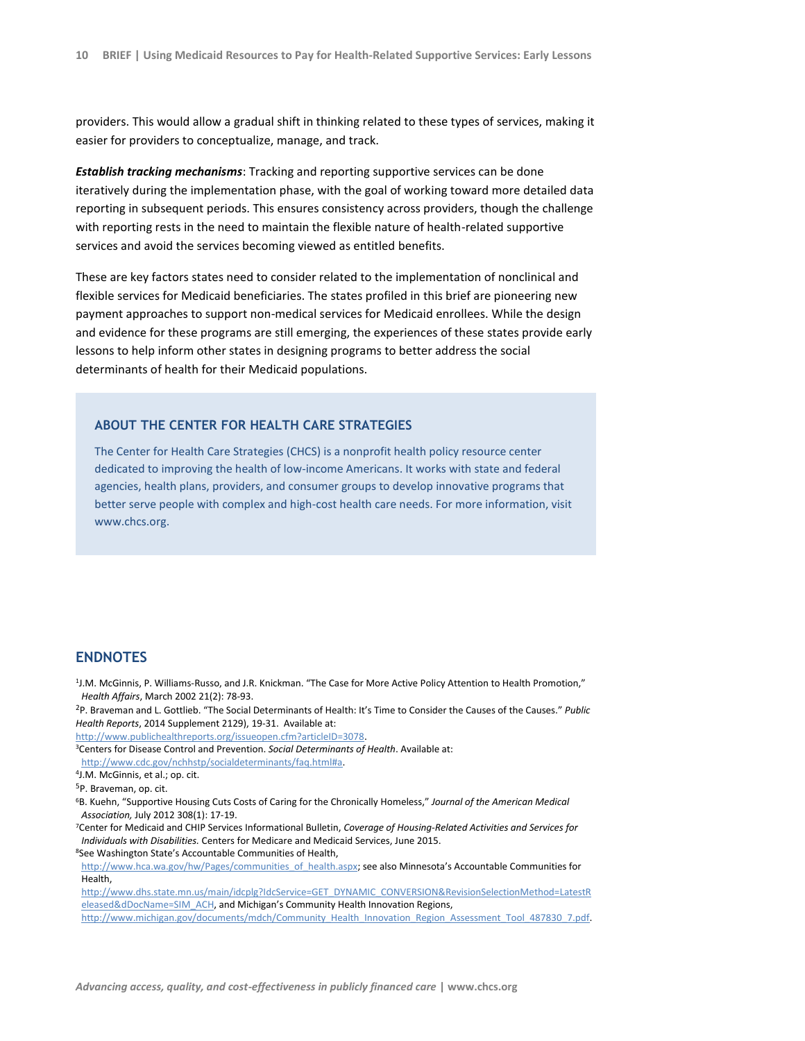providers. This would allow a gradual shift in thinking related to these types of services, making it easier for providers to conceptualize, manage, and track.

***Establish tracking mechanisms***: Tracking and reporting supportive services can be done iteratively during the implementation phase, with the goal of working toward more detailed data reporting in subsequent periods. This ensures consistency across providers, though the challenge with reporting rests in the need to maintain the flexible nature of health-related supportive services and avoid the services becoming viewed as entitled benefits.

These are key factors states need to consider related to the implementation of nonclinical and flexible services for Medicaid beneficiaries. The states profiled in this brief are pioneering new payment approaches to support non-medical services for Medicaid enrollees. While the design and evidence for these programs are still emerging, the experiences of these states provide early lessons to help inform other states in designing programs to better address the social determinants of health for their Medicaid populations.

### ABOUT THE CENTER FOR HEALTH CARE STRATEGIES

The Center for Health Care Strategies (CHCS) is a nonprofit health policy resource center dedicated to improving the health of low-income Americans. It works with state and federal agencies, health plans, providers, and consumer groups to develop innovative programs that better serve people with complex and high-cost health care needs. For more information, visit www.chcs.org.

## ENDNOTES

[1]J.M. McGinnis, P. Williams-Russo, and J.R. Knickman. "The Case for More Active Policy Attention to Health Promotion," *Health Affairs*, March 2002 21(2): 78-93.

[2]P. Braveman and L. Gottlieb. "The Social Determinants of Health: It's Time to Consider the Causes of the Causes." *Public Health Reports*, 2014 Supplement 2129), 19-31. Available at: http://www.publichealthreports.org/issueopen.cfm?articleID=3078.

[3]Centers for Disease Control and Prevention. *Social Determinants of Health*. Available at: http://www.cdc.gov/nchhstp/socialdeterminants/faq.html#a.

[4]J.M. McGinnis, et al.; op. cit.

[5]P. Braveman, op. cit.

[6]B. Kuehn, "Supportive Housing Cuts Costs of Caring for the Chronically Homeless," *Journal of the American Medical Association,* July 2012 308(1): 17-19.

[7]Center for Medicaid and CHIP Services Informational Bulletin, *Coverage of Housing-Related Activities and Services for Individuals with Disabilities.* Centers for Medicare and Medicaid Services, June 2015.

[8]See Washington State's Accountable Communities of Health, http://www.hca.wa.gov/hw/Pages/communities_of_health.aspx; see also Minnesota's Accountable Communities for Health, http://www.dhs.state.mn.us/main/idcplg?IdcService=GET_DYNAMIC_CONVERSION&RevisionSelectionMethod=LatestReleased&dDocName=SIM_ACH, and Michigan's Community Health Innovation Regions, http://www.michigan.gov/documents/mdch/Community_Health_Innovation_Region_Assessment_Tool_487830_7.pdf.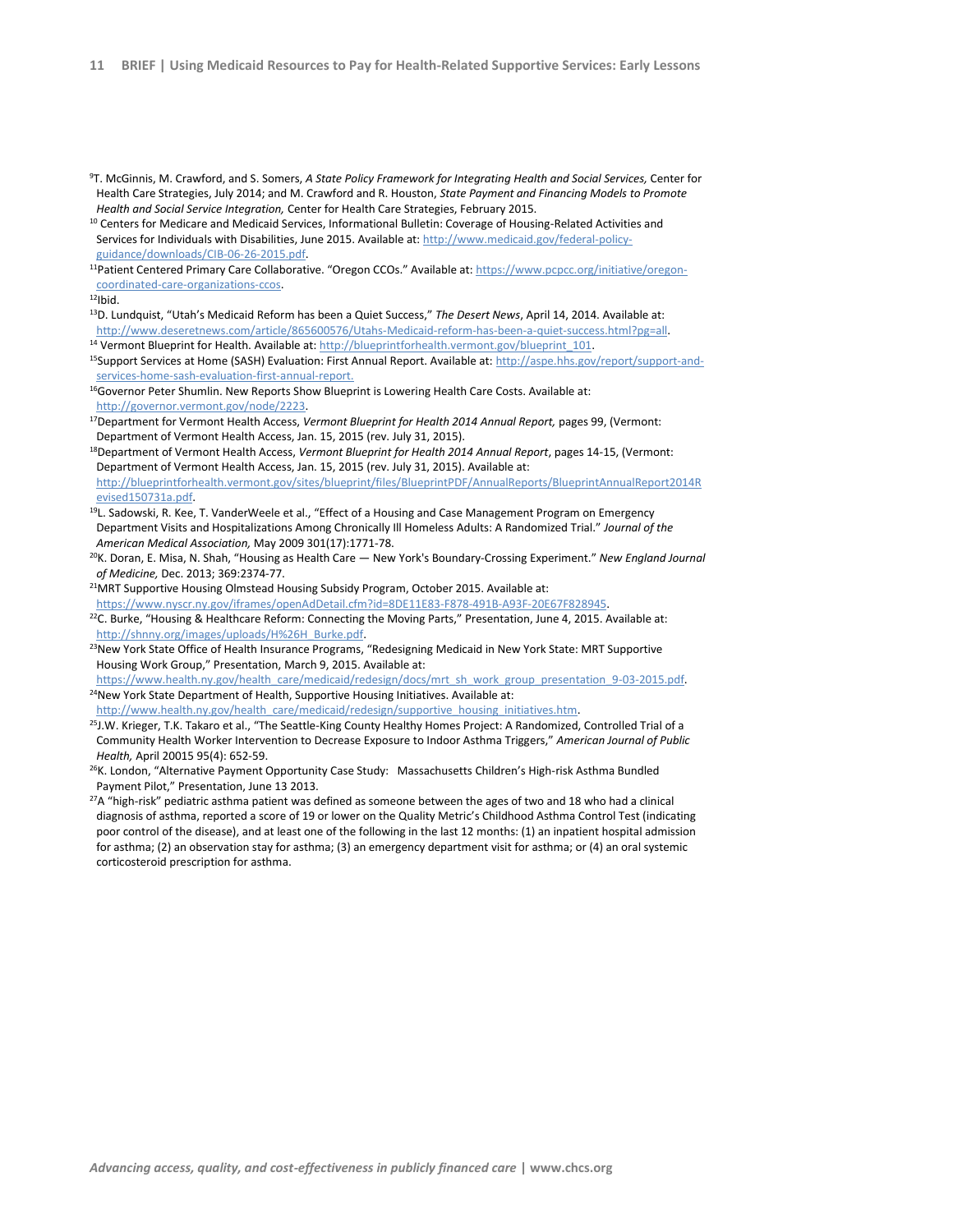[9]T. McGinnis, M. Crawford, and S. Somers, *A State Policy Framework for Integrating Health and Social Services,* Center for Health Care Strategies, July 2014; and M. Crawford and R. Houston, *State Payment and Financing Models to Promote Health and Social Service Integration,* Center for Health Care Strategies, February 2015.

[10] Centers for Medicare and Medicaid Services, Informational Bulletin: Coverage of Housing-Related Activities and Services for Individuals with Disabilities, June 2015. Available at: http://www.medicaid.gov/federal-policy-guidance/downloads/CIB-06-26-2015.pdf.

[11]Patient Centered Primary Care Collaborative. "Oregon CCOs." Available at: https://www.pcpcc.org/initiative/oregon-coordinated-care-organizations-ccos.

[12]Ibid.

[13]D. Lundquist, "Utah's Medicaid Reform has been a Quiet Success," *The Desert News*, April 14, 2014. Available at: http://www.deseretnews.com/article/865600576/Utahs-Medicaid-reform-has-been-a-quiet-success.html?pg=all.

[14] Vermont Blueprint for Health. Available at: http://blueprintforhealth.vermont.gov/blueprint_101.

[15]Support Services at Home (SASH) Evaluation: First Annual Report. Available at: http://aspe.hhs.gov/report/support-and-services-home-sash-evaluation-first-annual-report.

[16]Governor Peter Shumlin. New Reports Show Blueprint is Lowering Health Care Costs. Available at: http://governor.vermont.gov/node/2223.

[17]Department for Vermont Health Access, *Vermont Blueprint for Health 2014 Annual Report,* pages 99, (Vermont: Department of Vermont Health Access, Jan. 15, 2015 (rev. July 31, 2015).

[18]Department of Vermont Health Access, *Vermont Blueprint for Health 2014 Annual Report*, pages 14-15, (Vermont: Department of Vermont Health Access, Jan. 15, 2015 (rev. July 31, 2015). Available at: http://blueprintforhealth.vermont.gov/sites/blueprint/files/BlueprintPDF/AnnualReports/BlueprintAnnualReport2014Revised150731a.pdf.

[19]L. Sadowski, R. Kee, T. VanderWeele et al., "Effect of a Housing and Case Management Program on Emergency Department Visits and Hospitalizations Among Chronically Ill Homeless Adults: A Randomized Trial." *Journal of the American Medical Association,* May 2009 301(17):1771-78.

[20]K. Doran, E. Misa, N. Shah, "Housing as Health Care — New York's Boundary-Crossing Experiment." *New England Journal of Medicine,* Dec. 2013; 369:2374-77.

[21]MRT Supportive Housing Olmstead Housing Subsidy Program, October 2015. Available at: https://www.nyscr.ny.gov/iframes/openAdDetail.cfm?id=8DE11E83-F878-491B-A93F-20E67F828945.

[22]C. Burke, "Housing & Healthcare Reform: Connecting the Moving Parts," Presentation, June 4, 2015. Available at: http://shnny.org/images/uploads/H%26H_Burke.pdf.

[23]New York State Office of Health Insurance Programs, "Redesigning Medicaid in New York State: MRT Supportive Housing Work Group," Presentation, March 9, 2015. Available at: https://www.health.ny.gov/health_care/medicaid/redesign/docs/mrt_sh_work_group_presentation_9-03-2015.pdf.

[24]New York State Department of Health, Supportive Housing Initiatives. Available at: http://www.health.ny.gov/health_care/medicaid/redesign/supportive_housing_initiatives.htm.

[25]J.W. Krieger, T.K. Takaro et al., "The Seattle-King County Healthy Homes Project: A Randomized, Controlled Trial of a Community Health Worker Intervention to Decrease Exposure to Indoor Asthma Triggers," *American Journal of Public Health,* April 20015 95(4): 652-59.

[26]K. London, "Alternative Payment Opportunity Case Study: Massachusetts Children's High-risk Asthma Bundled Payment Pilot," Presentation, June 13 2013.

[27]A "high-risk" pediatric asthma patient was defined as someone between the ages of two and 18 who had a clinical diagnosis of asthma, reported a score of 19 or lower on the Quality Metric's Childhood Asthma Control Test (indicating poor control of the disease), and at least one of the following in the last 12 months: (1) an inpatient hospital admission for asthma; (2) an observation stay for asthma; (3) an emergency department visit for asthma; or (4) an oral systemic corticosteroid prescription for asthma.